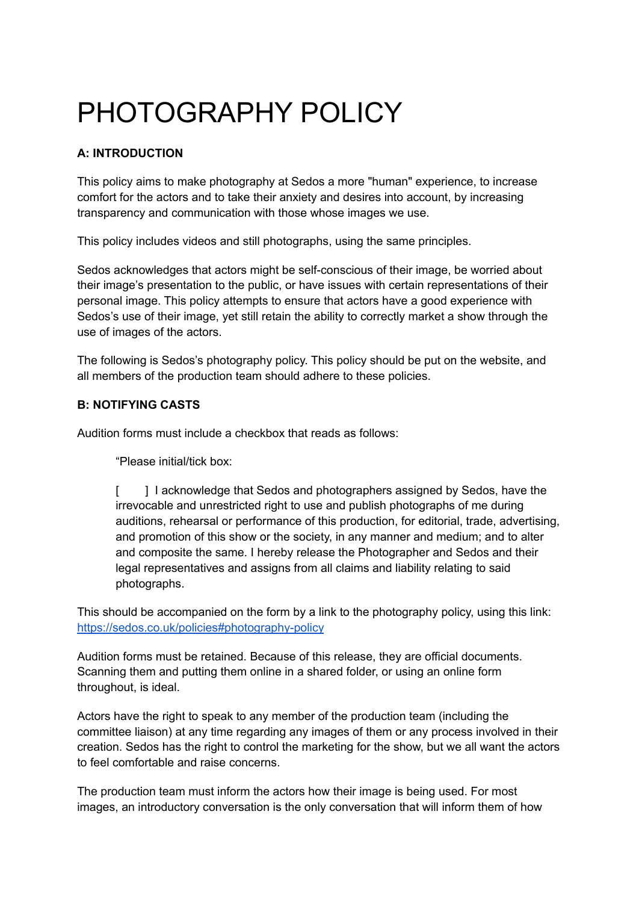# PHOTOGRAPHY POLICY

**A: INTRODUCTION**

This policy aims to make photography at Sedos a more "human" experience, to increase comfort for the actors and to take their anxiety and desires into account, by increasing transparency and communication with those whose images we use.

This policy includes videos and still photographs, using the same principles.

Sedos acknowledges that actors might be self-conscious of their image, be worried about their image's presentation to the public, or have issues with certain representations of their personal image. This policy attempts to ensure that actors have a good experience with Sedos's use of their image, yet still retain the ability to correctly market a show through the use of images of the actors.

The following is Sedos's photography policy. This policy should be put on the website, and all members of the production team should adhere to these policies.

**B: NOTIFYING CASTS**

Audition forms must include a checkbox that reads as follows:

> "Please initial/tick box:
>
> [ ] I acknowledge that Sedos and photographers assigned by Sedos, have the irrevocable and unrestricted right to use and publish photographs of me during auditions, rehearsal or performance of this production, for editorial, trade, advertising, and promotion of this show or the society, in any manner and medium; and to alter and composite the same. I hereby release the Photographer and Sedos and their legal representatives and assigns from all claims and liability relating to said photographs.

This should be accompanied on the form by a link to the photography policy, using this link: [https://sedos.co.uk/policies#photography-policy](https://sedos.co.uk/policies#photography-policy)

Audition forms must be retained. Because of this release, they are official documents. Scanning them and putting them online in a shared folder, or using an online form throughout, is ideal.

Actors have the right to speak to any member of the production team (including the committee liaison) at any time regarding any images of them or any process involved in their creation. Sedos has the right to control the marketing for the show, but we all want the actors to feel comfortable and raise concerns.

The production team must inform the actors how their image is being used. For most images, an introductory conversation is the only conversation that will inform them of how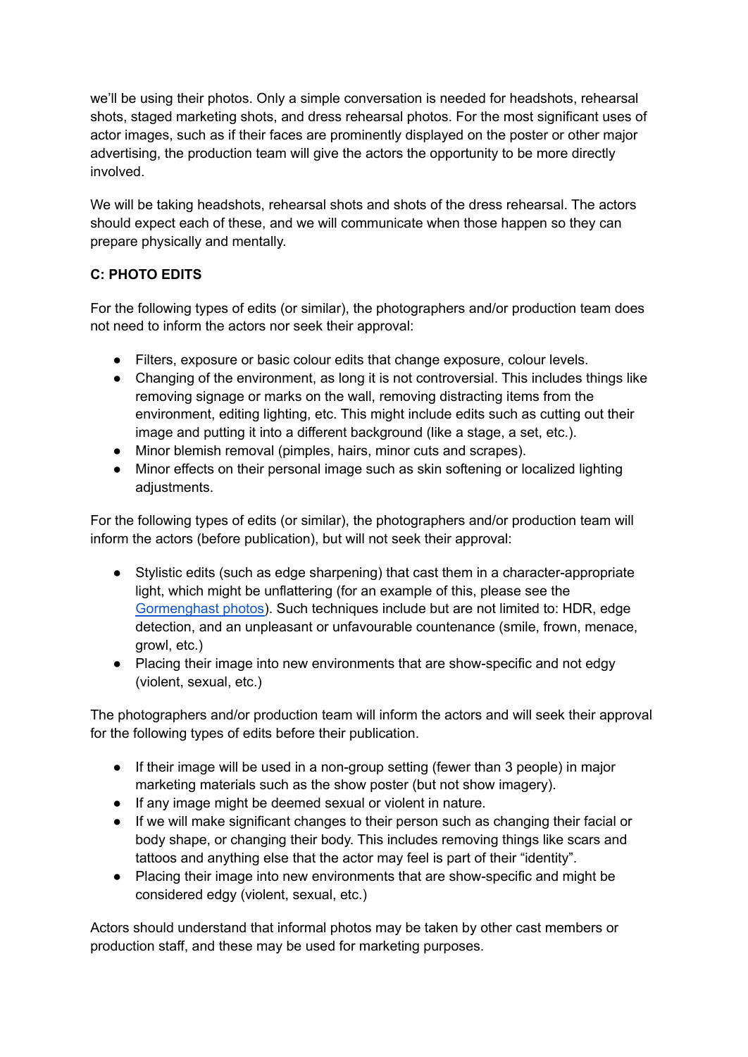we'll be using their photos. Only a simple conversation is needed for headshots, rehearsal shots, staged marketing shots, and dress rehearsal photos. For the most significant uses of actor images, such as if their faces are prominently displayed on the poster or other major advertising, the production team will give the actors the opportunity to be more directly involved.

We will be taking headshots, rehearsal shots and shots of the dress rehearsal. The actors should expect each of these, and we will communicate when those happen so they can prepare physically and mentally.

**C: PHOTO EDITS**

For the following types of edits (or similar), the photographers and/or production team does not need to inform the actors nor seek their approval:

- Filters, exposure or basic colour edits that change exposure, colour levels.
- Changing of the environment, as long it is not controversial. This includes things like removing signage or marks on the wall, removing distracting items from the environment, editing lighting, etc. This might include edits such as cutting out their image and putting it into a different background (like a stage, a set, etc.).
- Minor blemish removal (pimples, hairs, minor cuts and scrapes).
- Minor effects on their personal image such as skin softening or localized lighting adjustments.

For the following types of edits (or similar), the photographers and/or production team will inform the actors (before publication), but will not seek their approval:

- Stylistic edits (such as edge sharpening) that cast them in a character-appropriate light, which might be unflattering (for an example of this, please see the Gormenghast photos). Such techniques include but are not limited to: HDR, edge detection, and an unpleasant or unfavourable countenance (smile, frown, menace, growl, etc.)
- Placing their image into new environments that are show-specific and not edgy (violent, sexual, etc.)

The photographers and/or production team will inform the actors and will seek their approval for the following types of edits before their publication.

- If their image will be used in a non-group setting (fewer than 3 people) in major marketing materials such as the show poster (but not show imagery).
- If any image might be deemed sexual or violent in nature.
- If we will make significant changes to their person such as changing their facial or body shape, or changing their body. This includes removing things like scars and tattoos and anything else that the actor may feel is part of their "identity".
- Placing their image into new environments that are show-specific and might be considered edgy (violent, sexual, etc.)

Actors should understand that informal photos may be taken by other cast members or production staff, and these may be used for marketing purposes.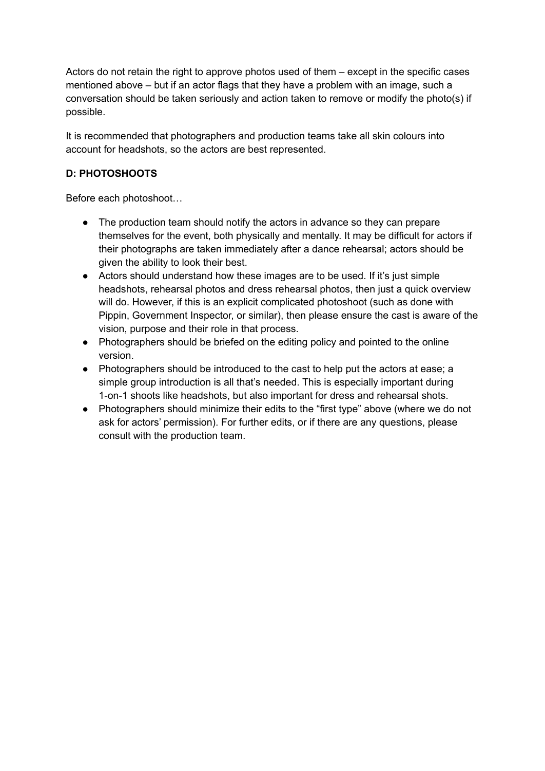Actors do not retain the right to approve photos used of them – except in the specific cases mentioned above – but if an actor flags that they have a problem with an image, such a conversation should be taken seriously and action taken to remove or modify the photo(s) if possible.

It is recommended that photographers and production teams take all skin colours into account for headshots, so the actors are best represented.

**D: PHOTOSHOOTS**

Before each photoshoot…

- The production team should notify the actors in advance so they can prepare themselves for the event, both physically and mentally. It may be difficult for actors if their photographs are taken immediately after a dance rehearsal; actors should be given the ability to look their best.
- Actors should understand how these images are to be used. If it's just simple headshots, rehearsal photos and dress rehearsal photos, then just a quick overview will do. However, if this is an explicit complicated photoshoot (such as done with Pippin, Government Inspector, or similar), then please ensure the cast is aware of the vision, purpose and their role in that process.
- Photographers should be briefed on the editing policy and pointed to the online version.
- Photographers should be introduced to the cast to help put the actors at ease; a simple group introduction is all that's needed. This is especially important during 1-on-1 shoots like headshots, but also important for dress and rehearsal shots.
- Photographers should minimize their edits to the "first type" above (where we do not ask for actors' permission). For further edits, or if there are any questions, please consult with the production team.